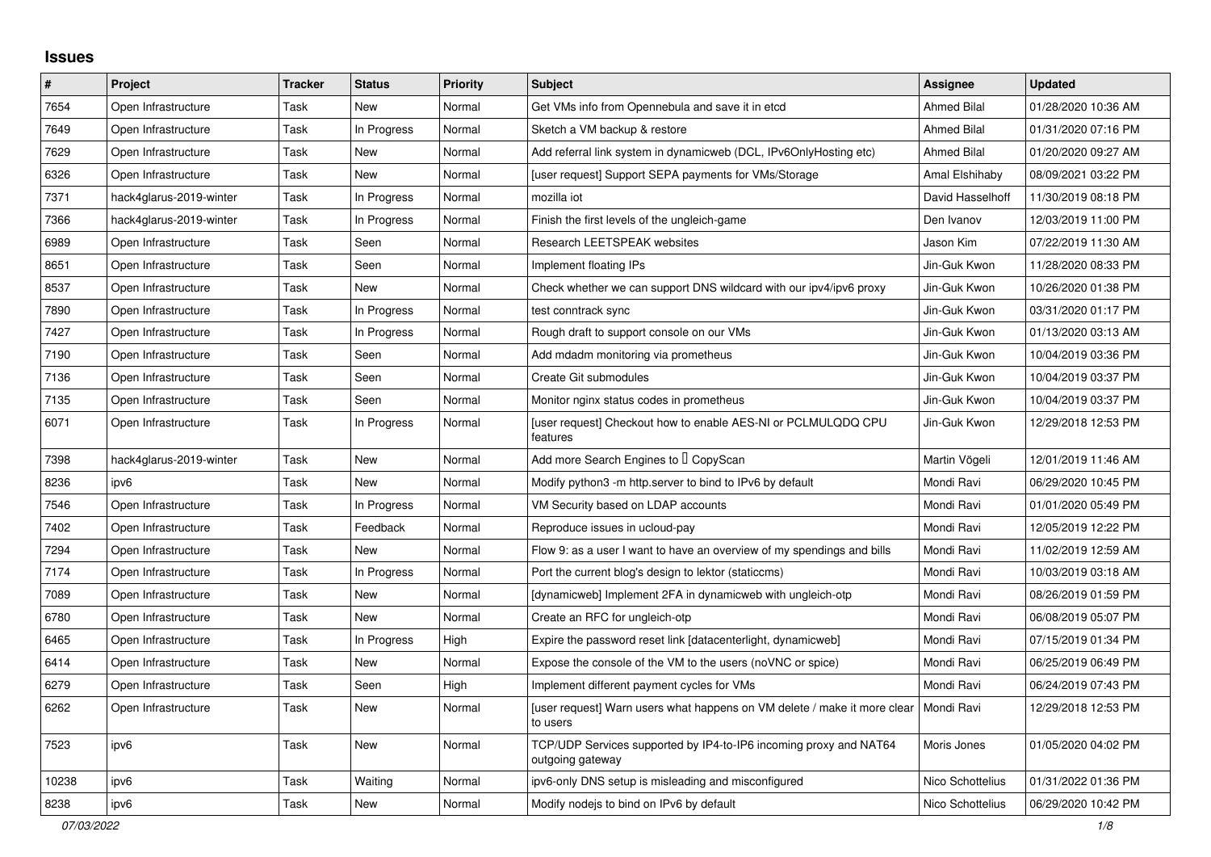## Issues

| # | Project | Tracker | Status | Priority | Subject | Assignee | Updated |
|---|---|---|---|---|---|---|---|
| 7654 | Open Infrastructure | Task | New | Normal | Get VMs info from Opennebula and save it in etcd | Ahmed Bilal | 01/28/2020 10:36 AM |
| 7649 | Open Infrastructure | Task | In Progress | Normal | Sketch a VM backup & restore | Ahmed Bilal | 01/31/2020 07:16 PM |
| 7629 | Open Infrastructure | Task | New | Normal | Add referral link system in dynamicweb (DCL, IPv6OnlyHosting etc) | Ahmed Bilal | 01/20/2020 09:27 AM |
| 6326 | Open Infrastructure | Task | New | Normal | [user request] Support SEPA payments for VMs/Storage | Amal Elshihaby | 08/09/2021 03:22 PM |
| 7371 | hack4glarus-2019-winter | Task | In Progress | Normal | mozilla iot | David Hasselhoff | 11/30/2019 08:18 PM |
| 7366 | hack4glarus-2019-winter | Task | In Progress | Normal | Finish the first levels of the ungleich-game | Den Ivanov | 12/03/2019 11:00 PM |
| 6989 | Open Infrastructure | Task | Seen | Normal | Research LEETSPEAK websites | Jason Kim | 07/22/2019 11:30 AM |
| 8651 | Open Infrastructure | Task | Seen | Normal | Implement floating IPs | Jin-Guk Kwon | 11/28/2020 08:33 PM |
| 8537 | Open Infrastructure | Task | New | Normal | Check whether we can support DNS wildcard with our ipv4/ipv6 proxy | Jin-Guk Kwon | 10/26/2020 01:38 PM |
| 7890 | Open Infrastructure | Task | In Progress | Normal | test conntrack sync | Jin-Guk Kwon | 03/31/2020 01:17 PM |
| 7427 | Open Infrastructure | Task | In Progress | Normal | Rough draft to support console on our VMs | Jin-Guk Kwon | 01/13/2020 03:13 AM |
| 7190 | Open Infrastructure | Task | Seen | Normal | Add mdadm monitoring via prometheus | Jin-Guk Kwon | 10/04/2019 03:36 PM |
| 7136 | Open Infrastructure | Task | Seen | Normal | Create Git submodules | Jin-Guk Kwon | 10/04/2019 03:37 PM |
| 7135 | Open Infrastructure | Task | Seen | Normal | Monitor nginx status codes in prometheus | Jin-Guk Kwon | 10/04/2019 03:37 PM |
| 6071 | Open Infrastructure | Task | In Progress | Normal | [user request] Checkout how to enable AES-NI or PCLMULQDQ CPU features | Jin-Guk Kwon | 12/29/2018 12:53 PM |
| 7398 | hack4glarus-2019-winter | Task | New | Normal | Add more Search Engines to  CopyScan | Martin Vögeli | 12/01/2019 11:46 AM |
| 8236 | ipv6 | Task | New | Normal | Modify python3 -m http.server to bind to IPv6 by default | Mondi Ravi | 06/29/2020 10:45 PM |
| 7546 | Open Infrastructure | Task | In Progress | Normal | VM Security based on LDAP accounts | Mondi Ravi | 01/01/2020 05:49 PM |
| 7402 | Open Infrastructure | Task | Feedback | Normal | Reproduce issues in ucloud-pay | Mondi Ravi | 12/05/2019 12:22 PM |
| 7294 | Open Infrastructure | Task | New | Normal | Flow 9: as a user I want to have an overview of my spendings and bills | Mondi Ravi | 11/02/2019 12:59 AM |
| 7174 | Open Infrastructure | Task | In Progress | Normal | Port the current blog's design to lektor (staticcms) | Mondi Ravi | 10/03/2019 03:18 AM |
| 7089 | Open Infrastructure | Task | New | Normal | [dynamicweb] Implement 2FA in dynamicweb with ungleich-otp | Mondi Ravi | 08/26/2019 01:59 PM |
| 6780 | Open Infrastructure | Task | New | Normal | Create an RFC for ungleich-otp | Mondi Ravi | 06/08/2019 05:07 PM |
| 6465 | Open Infrastructure | Task | In Progress | High | Expire the password reset link [datacenterlight, dynamicweb] | Mondi Ravi | 07/15/2019 01:34 PM |
| 6414 | Open Infrastructure | Task | New | Normal | Expose the console of the VM to the users (noVNC or spice) | Mondi Ravi | 06/25/2019 06:49 PM |
| 6279 | Open Infrastructure | Task | Seen | High | Implement different payment cycles for VMs | Mondi Ravi | 06/24/2019 07:43 PM |
| 6262 | Open Infrastructure | Task | New | Normal | [user request] Warn users what happens on VM delete / make it more clear to users | Mondi Ravi | 12/29/2018 12:53 PM |
| 7523 | ipv6 | Task | New | Normal | TCP/UDP Services supported by IP4-to-IP6 incoming proxy and NAT64 outgoing gateway | Moris Jones | 01/05/2020 04:02 PM |
| 10238 | ipv6 | Task | Waiting | Normal | ipv6-only DNS setup is misleading and misconfigured | Nico Schottelius | 01/31/2022 01:36 PM |
| 8238 | ipv6 | Task | New | Normal | Modify nodejs to bind on IPv6 by default | Nico Schottelius | 06/29/2020 10:42 PM |

*07/03/2022*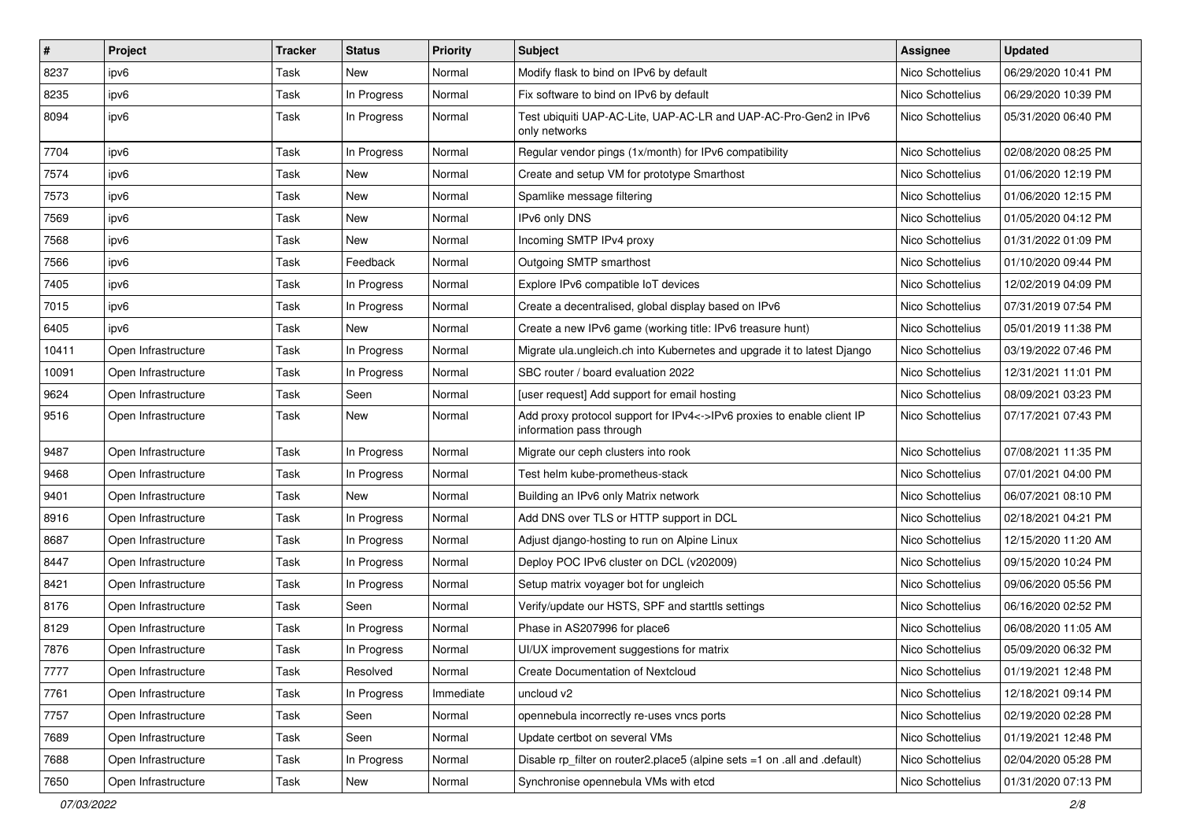| # | Project | Tracker | Status | Priority | Subject | Assignee | Updated |
|---|---|---|---|---|---|---|---|
| 8237 | ipv6 | Task | New | Normal | Modify flask to bind on IPv6 by default | Nico Schottelius | 06/29/2020 10:41 PM |
| 8235 | ipv6 | Task | In Progress | Normal | Fix software to bind on IPv6 by default | Nico Schottelius | 06/29/2020 10:39 PM |
| 8094 | ipv6 | Task | In Progress | Normal | Test ubiquiti UAP-AC-Lite, UAP-AC-LR and UAP-AC-Pro-Gen2 in IPv6 only networks | Nico Schottelius | 05/31/2020 06:40 PM |
| 7704 | ipv6 | Task | In Progress | Normal | Regular vendor pings (1x/month) for IPv6 compatibility | Nico Schottelius | 02/08/2020 08:25 PM |
| 7574 | ipv6 | Task | New | Normal | Create and setup VM for prototype Smarthost | Nico Schottelius | 01/06/2020 12:19 PM |
| 7573 | ipv6 | Task | New | Normal | Spamlike message filtering | Nico Schottelius | 01/06/2020 12:15 PM |
| 7569 | ipv6 | Task | New | Normal | IPv6 only DNS | Nico Schottelius | 01/05/2020 04:12 PM |
| 7568 | ipv6 | Task | New | Normal | Incoming SMTP IPv4 proxy | Nico Schottelius | 01/31/2022 01:09 PM |
| 7566 | ipv6 | Task | Feedback | Normal | Outgoing SMTP smarthost | Nico Schottelius | 01/10/2020 09:44 PM |
| 7405 | ipv6 | Task | In Progress | Normal | Explore IPv6 compatible IoT devices | Nico Schottelius | 12/02/2019 04:09 PM |
| 7015 | ipv6 | Task | In Progress | Normal | Create a decentralised, global display based on IPv6 | Nico Schottelius | 07/31/2019 07:54 PM |
| 6405 | ipv6 | Task | New | Normal | Create a new IPv6 game (working title: IPv6 treasure hunt) | Nico Schottelius | 05/01/2019 11:38 PM |
| 10411 | Open Infrastructure | Task | In Progress | Normal | Migrate ula.ungleich.ch into Kubernetes and upgrade it to latest Django | Nico Schottelius | 03/19/2022 07:46 PM |
| 10091 | Open Infrastructure | Task | In Progress | Normal | SBC router / board evaluation 2022 | Nico Schottelius | 12/31/2021 11:01 PM |
| 9624 | Open Infrastructure | Task | Seen | Normal | [user request] Add support for email hosting | Nico Schottelius | 08/09/2021 03:23 PM |
| 9516 | Open Infrastructure | Task | New | Normal | Add proxy protocol support for IPv4<->IPv6 proxies to enable client IP information pass through | Nico Schottelius | 07/17/2021 07:43 PM |
| 9487 | Open Infrastructure | Task | In Progress | Normal | Migrate our ceph clusters into rook | Nico Schottelius | 07/08/2021 11:35 PM |
| 9468 | Open Infrastructure | Task | In Progress | Normal | Test helm kube-prometheus-stack | Nico Schottelius | 07/01/2021 04:00 PM |
| 9401 | Open Infrastructure | Task | New | Normal | Building an IPv6 only Matrix network | Nico Schottelius | 06/07/2021 08:10 PM |
| 8916 | Open Infrastructure | Task | In Progress | Normal | Add DNS over TLS or HTTP support in DCL | Nico Schottelius | 02/18/2021 04:21 PM |
| 8687 | Open Infrastructure | Task | In Progress | Normal | Adjust django-hosting to run on Alpine Linux | Nico Schottelius | 12/15/2020 11:20 AM |
| 8447 | Open Infrastructure | Task | In Progress | Normal | Deploy POC IPv6 cluster on DCL (v202009) | Nico Schottelius | 09/15/2020 10:24 PM |
| 8421 | Open Infrastructure | Task | In Progress | Normal | Setup matrix voyager bot for ungleich | Nico Schottelius | 09/06/2020 05:56 PM |
| 8176 | Open Infrastructure | Task | Seen | Normal | Verify/update our HSTS, SPF and starttls settings | Nico Schottelius | 06/16/2020 02:52 PM |
| 8129 | Open Infrastructure | Task | In Progress | Normal | Phase in AS207996 for place6 | Nico Schottelius | 06/08/2020 11:05 AM |
| 7876 | Open Infrastructure | Task | In Progress | Normal | UI/UX improvement suggestions for matrix | Nico Schottelius | 05/09/2020 06:32 PM |
| 7777 | Open Infrastructure | Task | Resolved | Normal | Create Documentation of Nextcloud | Nico Schottelius | 01/19/2021 12:48 PM |
| 7761 | Open Infrastructure | Task | In Progress | Immediate | uncloud v2 | Nico Schottelius | 12/18/2021 09:14 PM |
| 7757 | Open Infrastructure | Task | Seen | Normal | opennebula incorrectly re-uses vncs ports | Nico Schottelius | 02/19/2020 02:28 PM |
| 7689 | Open Infrastructure | Task | Seen | Normal | Update certbot on several VMs | Nico Schottelius | 01/19/2021 12:48 PM |
| 7688 | Open Infrastructure | Task | In Progress | Normal | Disable rp_filter on router2.place5 (alpine sets =1 on .all and .default) | Nico Schottelius | 02/04/2020 05:28 PM |
| 7650 | Open Infrastructure | Task | New | Normal | Synchronise opennebula VMs with etcd | Nico Schottelius | 01/31/2020 07:13 PM |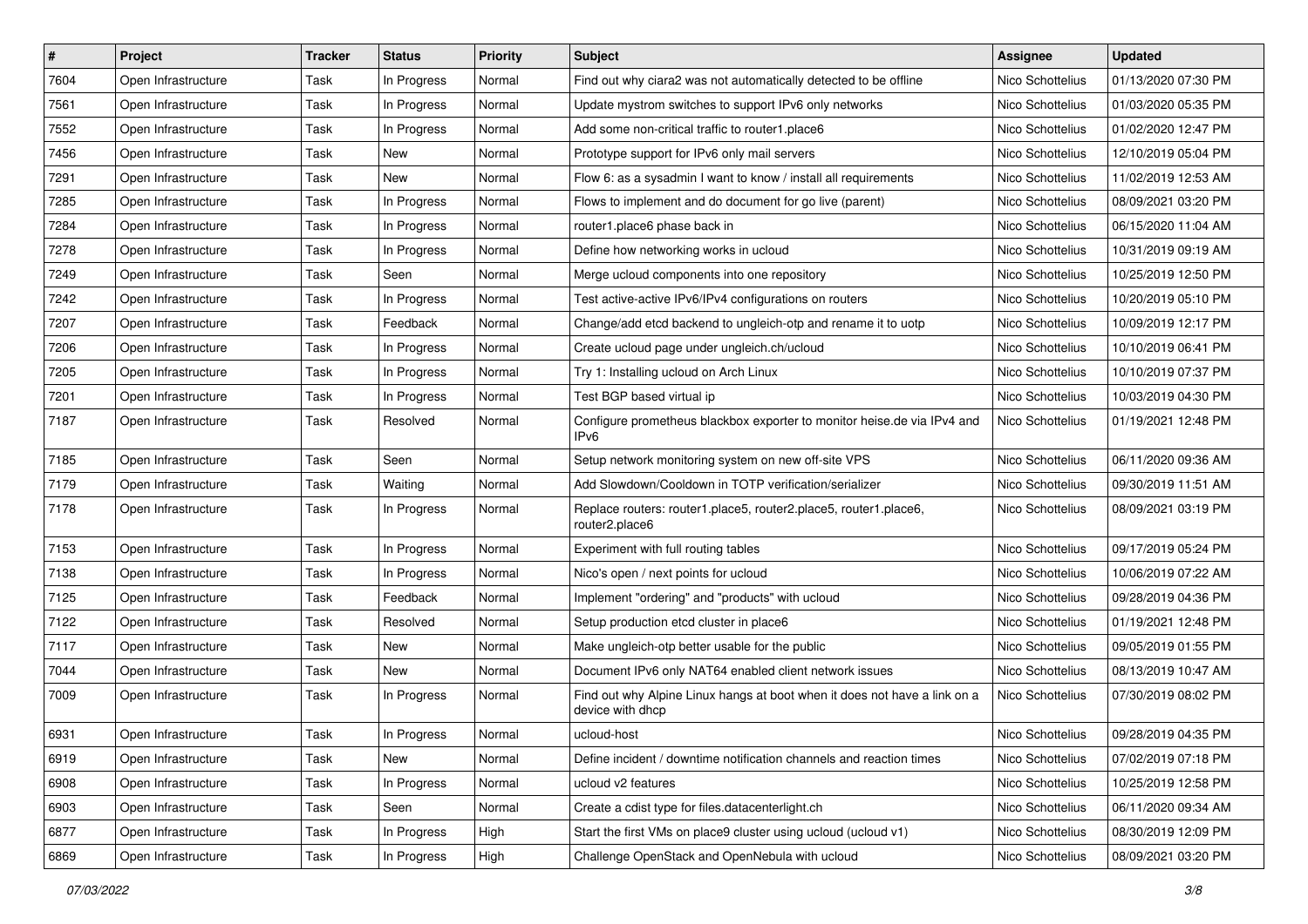| # | Project | Tracker | Status | Priority | Subject | Assignee | Updated |
|---|---|---|---|---|---|---|---|
| 7604 | Open Infrastructure | Task | In Progress | Normal | Find out why ciara2 was not automatically detected to be offline | Nico Schottelius | 01/13/2020 07:30 PM |
| 7561 | Open Infrastructure | Task | In Progress | Normal | Update mystrom switches to support IPv6 only networks | Nico Schottelius | 01/03/2020 05:35 PM |
| 7552 | Open Infrastructure | Task | In Progress | Normal | Add some non-critical traffic to router1.place6 | Nico Schottelius | 01/02/2020 12:47 PM |
| 7456 | Open Infrastructure | Task | New | Normal | Prototype support for IPv6 only mail servers | Nico Schottelius | 12/10/2019 05:04 PM |
| 7291 | Open Infrastructure | Task | New | Normal | Flow 6: as a sysadmin I want to know / install all requirements | Nico Schottelius | 11/02/2019 12:53 AM |
| 7285 | Open Infrastructure | Task | In Progress | Normal | Flows to implement and do document for go live (parent) | Nico Schottelius | 08/09/2021 03:20 PM |
| 7284 | Open Infrastructure | Task | In Progress | Normal | router1.place6 phase back in | Nico Schottelius | 06/15/2020 11:04 AM |
| 7278 | Open Infrastructure | Task | In Progress | Normal | Define how networking works in ucloud | Nico Schottelius | 10/31/2019 09:19 AM |
| 7249 | Open Infrastructure | Task | Seen | Normal | Merge ucloud components into one repository | Nico Schottelius | 10/25/2019 12:50 PM |
| 7242 | Open Infrastructure | Task | In Progress | Normal | Test active-active IPv6/IPv4 configurations on routers | Nico Schottelius | 10/20/2019 05:10 PM |
| 7207 | Open Infrastructure | Task | Feedback | Normal | Change/add etcd backend to ungleich-otp and rename it to uotp | Nico Schottelius | 10/09/2019 12:17 PM |
| 7206 | Open Infrastructure | Task | In Progress | Normal | Create ucloud page under ungleich.ch/ucloud | Nico Schottelius | 10/10/2019 06:41 PM |
| 7205 | Open Infrastructure | Task | In Progress | Normal | Try 1: Installing ucloud on Arch Linux | Nico Schottelius | 10/10/2019 07:37 PM |
| 7201 | Open Infrastructure | Task | In Progress | Normal | Test BGP based virtual ip | Nico Schottelius | 10/03/2019 04:30 PM |
| 7187 | Open Infrastructure | Task | Resolved | Normal | Configure prometheus blackbox exporter to monitor heise.de via IPv4 and IPv6 | Nico Schottelius | 01/19/2021 12:48 PM |
| 7185 | Open Infrastructure | Task | Seen | Normal | Setup network monitoring system on new off-site VPS | Nico Schottelius | 06/11/2020 09:36 AM |
| 7179 | Open Infrastructure | Task | Waiting | Normal | Add Slowdown/Cooldown in TOTP verification/serializer | Nico Schottelius | 09/30/2019 11:51 AM |
| 7178 | Open Infrastructure | Task | In Progress | Normal | Replace routers: router1.place5, router2.place5, router1.place6, router2.place6 | Nico Schottelius | 08/09/2021 03:19 PM |
| 7153 | Open Infrastructure | Task | In Progress | Normal | Experiment with full routing tables | Nico Schottelius | 09/17/2019 05:24 PM |
| 7138 | Open Infrastructure | Task | In Progress | Normal | Nico's open / next points for ucloud | Nico Schottelius | 10/06/2019 07:22 AM |
| 7125 | Open Infrastructure | Task | Feedback | Normal | Implement "ordering" and "products" with ucloud | Nico Schottelius | 09/28/2019 04:36 PM |
| 7122 | Open Infrastructure | Task | Resolved | Normal | Setup production etcd cluster in place6 | Nico Schottelius | 01/19/2021 12:48 PM |
| 7117 | Open Infrastructure | Task | New | Normal | Make ungleich-otp better usable for the public | Nico Schottelius | 09/05/2019 01:55 PM |
| 7044 | Open Infrastructure | Task | New | Normal | Document IPv6 only NAT64 enabled client network issues | Nico Schottelius | 08/13/2019 10:47 AM |
| 7009 | Open Infrastructure | Task | In Progress | Normal | Find out why Alpine Linux hangs at boot when it does not have a link on a device with dhcp | Nico Schottelius | 07/30/2019 08:02 PM |
| 6931 | Open Infrastructure | Task | In Progress | Normal | ucloud-host | Nico Schottelius | 09/28/2019 04:35 PM |
| 6919 | Open Infrastructure | Task | New | Normal | Define incident / downtime notification channels and reaction times | Nico Schottelius | 07/02/2019 07:18 PM |
| 6908 | Open Infrastructure | Task | In Progress | Normal | ucloud v2 features | Nico Schottelius | 10/25/2019 12:58 PM |
| 6903 | Open Infrastructure | Task | Seen | Normal | Create a cdist type for files.datacenterlight.ch | Nico Schottelius | 06/11/2020 09:34 AM |
| 6877 | Open Infrastructure | Task | In Progress | High | Start the first VMs on place9 cluster using ucloud (ucloud v1) | Nico Schottelius | 08/30/2019 12:09 PM |
| 6869 | Open Infrastructure | Task | In Progress | High | Challenge OpenStack and OpenNebula with ucloud | Nico Schottelius | 08/09/2021 03:20 PM |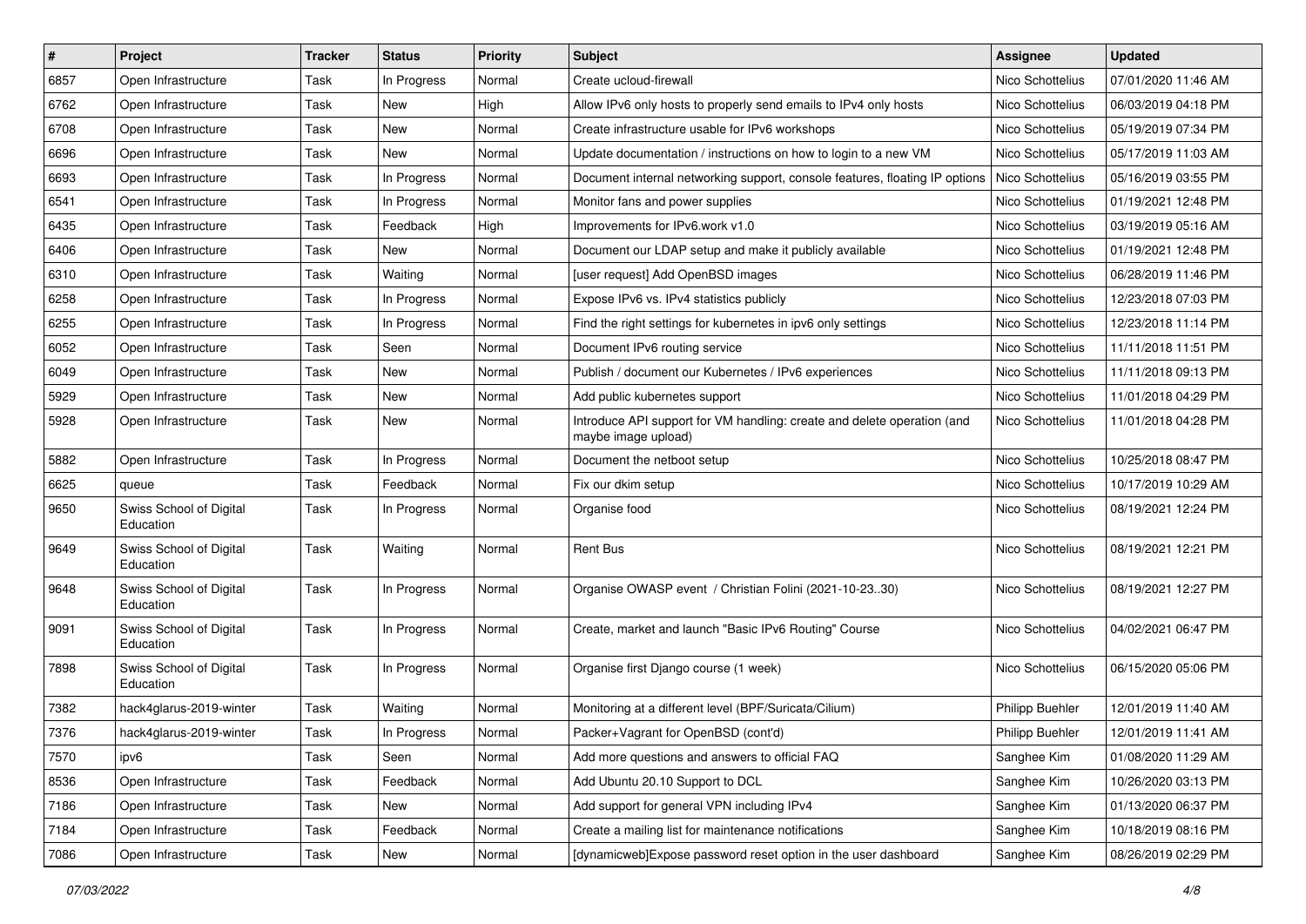| # | Project | Tracker | Status | Priority | Subject | Assignee | Updated |
|---|---|---|---|---|---|---|---|
| 6857 | Open Infrastructure | Task | In Progress | Normal | Create ucloud-firewall | Nico Schottelius | 07/01/2020 11:46 AM |
| 6762 | Open Infrastructure | Task | New | High | Allow IPv6 only hosts to properly send emails to IPv4 only hosts | Nico Schottelius | 06/03/2019 04:18 PM |
| 6708 | Open Infrastructure | Task | New | Normal | Create infrastructure usable for IPv6 workshops | Nico Schottelius | 05/19/2019 07:34 PM |
| 6696 | Open Infrastructure | Task | New | Normal | Update documentation / instructions on how to login to a new VM | Nico Schottelius | 05/17/2019 11:03 AM |
| 6693 | Open Infrastructure | Task | In Progress | Normal | Document internal networking support, console features, floating IP options | Nico Schottelius | 05/16/2019 03:55 PM |
| 6541 | Open Infrastructure | Task | In Progress | Normal | Monitor fans and power supplies | Nico Schottelius | 01/19/2021 12:48 PM |
| 6435 | Open Infrastructure | Task | Feedback | High | Improvements for IPv6.work v1.0 | Nico Schottelius | 03/19/2019 05:16 AM |
| 6406 | Open Infrastructure | Task | New | Normal | Document our LDAP setup and make it publicly available | Nico Schottelius | 01/19/2021 12:48 PM |
| 6310 | Open Infrastructure | Task | Waiting | Normal | [user request] Add OpenBSD images | Nico Schottelius | 06/28/2019 11:46 PM |
| 6258 | Open Infrastructure | Task | In Progress | Normal | Expose IPv6 vs. IPv4 statistics publicly | Nico Schottelius | 12/23/2018 07:03 PM |
| 6255 | Open Infrastructure | Task | In Progress | Normal | Find the right settings for kubernetes in ipv6 only settings | Nico Schottelius | 12/23/2018 11:14 PM |
| 6052 | Open Infrastructure | Task | Seen | Normal | Document IPv6 routing service | Nico Schottelius | 11/11/2018 11:51 PM |
| 6049 | Open Infrastructure | Task | New | Normal | Publish / document our Kubernetes / IPv6 experiences | Nico Schottelius | 11/11/2018 09:13 PM |
| 5929 | Open Infrastructure | Task | New | Normal | Add public kubernetes support | Nico Schottelius | 11/01/2018 04:29 PM |
| 5928 | Open Infrastructure | Task | New | Normal | Introduce API support for VM handling: create and delete operation (and maybe image upload) | Nico Schottelius | 11/01/2018 04:28 PM |
| 5882 | Open Infrastructure | Task | In Progress | Normal | Document the netboot setup | Nico Schottelius | 10/25/2018 08:47 PM |
| 6625 | queue | Task | Feedback | Normal | Fix our dkim setup | Nico Schottelius | 10/17/2019 10:29 AM |
| 9650 | Swiss School of Digital Education | Task | In Progress | Normal | Organise food | Nico Schottelius | 08/19/2021 12:24 PM |
| 9649 | Swiss School of Digital Education | Task | Waiting | Normal | Rent Bus | Nico Schottelius | 08/19/2021 12:21 PM |
| 9648 | Swiss School of Digital Education | Task | In Progress | Normal | Organise OWASP event / Christian Folini (2021-10-23..30) | Nico Schottelius | 08/19/2021 12:27 PM |
| 9091 | Swiss School of Digital Education | Task | In Progress | Normal | Create, market and launch "Basic IPv6 Routing" Course | Nico Schottelius | 04/02/2021 06:47 PM |
| 7898 | Swiss School of Digital Education | Task | In Progress | Normal | Organise first Django course (1 week) | Nico Schottelius | 06/15/2020 05:06 PM |
| 7382 | hack4glarus-2019-winter | Task | Waiting | Normal | Monitoring at a different level (BPF/Suricata/Cilium) | Philipp Buehler | 12/01/2019 11:40 AM |
| 7376 | hack4glarus-2019-winter | Task | In Progress | Normal | Packer+Vagrant for OpenBSD (cont'd) | Philipp Buehler | 12/01/2019 11:41 AM |
| 7570 | ipv6 | Task | Seen | Normal | Add more questions and answers to official FAQ | Sanghee Kim | 01/08/2020 11:29 AM |
| 8536 | Open Infrastructure | Task | Feedback | Normal | Add Ubuntu 20.10 Support to DCL | Sanghee Kim | 10/26/2020 03:13 PM |
| 7186 | Open Infrastructure | Task | New | Normal | Add support for general VPN including IPv4 | Sanghee Kim | 01/13/2020 06:37 PM |
| 7184 | Open Infrastructure | Task | Feedback | Normal | Create a mailing list for maintenance notifications | Sanghee Kim | 10/18/2019 08:16 PM |
| 7086 | Open Infrastructure | Task | New | Normal | [dynamicweb]Expose password reset option in the user dashboard | Sanghee Kim | 08/26/2019 02:29 PM |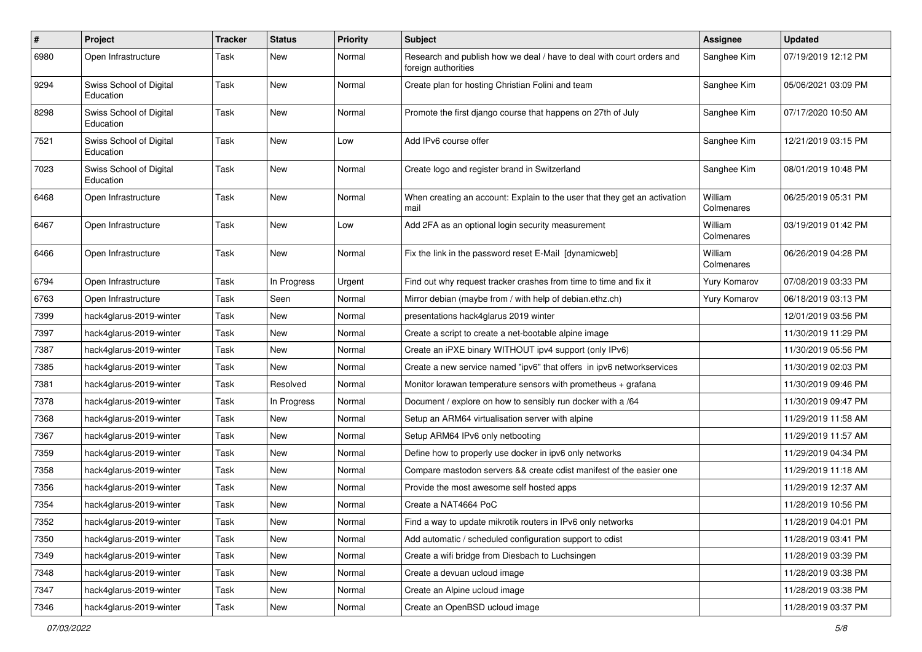| # | Project | Tracker | Status | Priority | Subject | Assignee | Updated |
|---|---|---|---|---|---|---|---|
| 6980 | Open Infrastructure | Task | New | Normal | Research and publish how we deal / have to deal with court orders and foreign authorities | Sanghee Kim | 07/19/2019 12:12 PM |
| 9294 | Swiss School of Digital Education | Task | New | Normal | Create plan for hosting Christian Folini and team | Sanghee Kim | 05/06/2021 03:09 PM |
| 8298 | Swiss School of Digital Education | Task | New | Normal | Promote the first django course that happens on 27th of July | Sanghee Kim | 07/17/2020 10:50 AM |
| 7521 | Swiss School of Digital Education | Task | New | Low | Add IPv6 course offer | Sanghee Kim | 12/21/2019 03:15 PM |
| 7023 | Swiss School of Digital Education | Task | New | Normal | Create logo and register brand in Switzerland | Sanghee Kim | 08/01/2019 10:48 PM |
| 6468 | Open Infrastructure | Task | New | Normal | When creating an account: Explain to the user that they get an activation mail | William Colmenares | 06/25/2019 05:31 PM |
| 6467 | Open Infrastructure | Task | New | Low | Add 2FA as an optional login security measurement | William Colmenares | 03/19/2019 01:42 PM |
| 6466 | Open Infrastructure | Task | New | Normal | Fix the link in the password reset E-Mail [dynamicweb] | William Colmenares | 06/26/2019 04:28 PM |
| 6794 | Open Infrastructure | Task | In Progress | Urgent | Find out why request tracker crashes from time to time and fix it | Yury Komarov | 07/08/2019 03:33 PM |
| 6763 | Open Infrastructure | Task | Seen | Normal | Mirror debian (maybe from / with help of debian.ethz.ch) | Yury Komarov | 06/18/2019 03:13 PM |
| 7399 | hack4glarus-2019-winter | Task | New | Normal | presentations hack4glarus 2019 winter | | 12/01/2019 03:56 PM |
| 7397 | hack4glarus-2019-winter | Task | New | Normal | Create a script to create a net-bootable alpine image | | 11/30/2019 11:29 PM |
| 7387 | hack4glarus-2019-winter | Task | New | Normal | Create an iPXE binary WITHOUT ipv4 support (only IPv6) | | 11/30/2019 05:56 PM |
| 7385 | hack4glarus-2019-winter | Task | New | Normal | Create a new service named "ipv6" that offers in ipv6 networkservices | | 11/30/2019 02:03 PM |
| 7381 | hack4glarus-2019-winter | Task | Resolved | Normal | Monitor lorawan temperature sensors with prometheus + grafana | | 11/30/2019 09:46 PM |
| 7378 | hack4glarus-2019-winter | Task | In Progress | Normal | Document / explore on how to sensibly run docker with a /64 | | 11/30/2019 09:47 PM |
| 7368 | hack4glarus-2019-winter | Task | New | Normal | Setup an ARM64 virtualisation server with alpine | | 11/29/2019 11:58 AM |
| 7367 | hack4glarus-2019-winter | Task | New | Normal | Setup ARM64 IPv6 only netbooting | | 11/29/2019 11:57 AM |
| 7359 | hack4glarus-2019-winter | Task | New | Normal | Define how to properly use docker in ipv6 only networks | | 11/29/2019 04:34 PM |
| 7358 | hack4glarus-2019-winter | Task | New | Normal | Compare mastodon servers && create cdist manifest of the easier one | | 11/29/2019 11:18 AM |
| 7356 | hack4glarus-2019-winter | Task | New | Normal | Provide the most awesome self hosted apps | | 11/29/2019 12:37 AM |
| 7354 | hack4glarus-2019-winter | Task | New | Normal | Create a NAT4664 PoC | | 11/28/2019 10:56 PM |
| 7352 | hack4glarus-2019-winter | Task | New | Normal | Find a way to update mikrotik routers in IPv6 only networks | | 11/28/2019 04:01 PM |
| 7350 | hack4glarus-2019-winter | Task | New | Normal | Add automatic / scheduled configuration support to cdist | | 11/28/2019 03:41 PM |
| 7349 | hack4glarus-2019-winter | Task | New | Normal | Create a wifi bridge from Diesbach to Luchsingen | | 11/28/2019 03:39 PM |
| 7348 | hack4glarus-2019-winter | Task | New | Normal | Create a devuan ucloud image | | 11/28/2019 03:38 PM |
| 7347 | hack4glarus-2019-winter | Task | New | Normal | Create an Alpine ucloud image | | 11/28/2019 03:38 PM |
| 7346 | hack4glarus-2019-winter | Task | New | Normal | Create an OpenBSD ucloud image | | 11/28/2019 03:37 PM |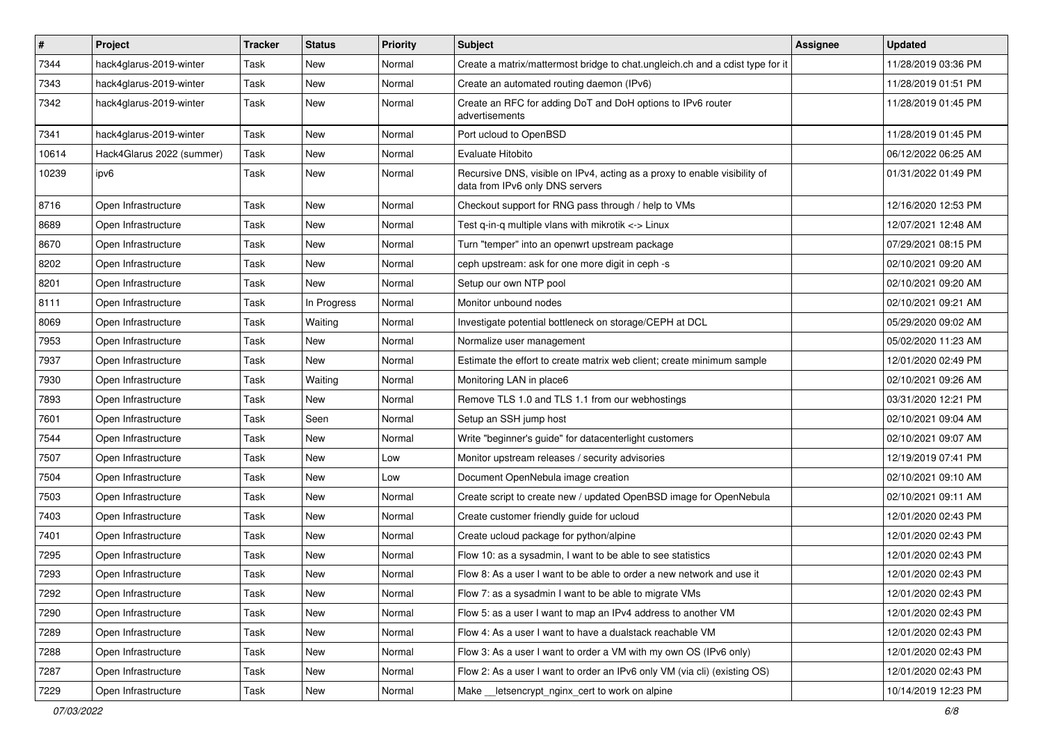| # | Project | Tracker | Status | Priority | Subject | Assignee | Updated |
|---|---|---|---|---|---|---|---|
| 7344 | hack4glarus-2019-winter | Task | New | Normal | Create a matrix/mattermost bridge to chat.ungleich.ch and a cdist type for it | | 11/28/2019 03:36 PM |
| 7343 | hack4glarus-2019-winter | Task | New | Normal | Create an automated routing daemon (IPv6) | | 11/28/2019 01:51 PM |
| 7342 | hack4glarus-2019-winter | Task | New | Normal | Create an RFC for adding DoT and DoH options to IPv6 router advertisements | | 11/28/2019 01:45 PM |
| 7341 | hack4glarus-2019-winter | Task | New | Normal | Port ucloud to OpenBSD | | 11/28/2019 01:45 PM |
| 10614 | Hack4Glarus 2022 (summer) | Task | New | Normal | Evaluate Hitobito | | 06/12/2022 06:25 AM |
| 10239 | ipv6 | Task | New | Normal | Recursive DNS, visible on IPv4, acting as a proxy to enable visibility of data from IPv6 only DNS servers | | 01/31/2022 01:49 PM |
| 8716 | Open Infrastructure | Task | New | Normal | Checkout support for RNG pass through / help to VMs | | 12/16/2020 12:53 PM |
| 8689 | Open Infrastructure | Task | New | Normal | Test q-in-q multiple vlans with mikrotik <-> Linux | | 12/07/2021 12:48 AM |
| 8670 | Open Infrastructure | Task | New | Normal | Turn "temper" into an openwrt upstream package | | 07/29/2021 08:15 PM |
| 8202 | Open Infrastructure | Task | New | Normal | ceph upstream: ask for one more digit in ceph -s | | 02/10/2021 09:20 AM |
| 8201 | Open Infrastructure | Task | New | Normal | Setup our own NTP pool | | 02/10/2021 09:20 AM |
| 8111 | Open Infrastructure | Task | In Progress | Normal | Monitor unbound nodes | | 02/10/2021 09:21 AM |
| 8069 | Open Infrastructure | Task | Waiting | Normal | Investigate potential bottleneck on storage/CEPH at DCL | | 05/29/2020 09:02 AM |
| 7953 | Open Infrastructure | Task | New | Normal | Normalize user management | | 05/02/2020 11:23 AM |
| 7937 | Open Infrastructure | Task | New | Normal | Estimate the effort to create matrix web client; create minimum sample | | 12/01/2020 02:49 PM |
| 7930 | Open Infrastructure | Task | Waiting | Normal | Monitoring LAN in place6 | | 02/10/2021 09:26 AM |
| 7893 | Open Infrastructure | Task | New | Normal | Remove TLS 1.0 and TLS 1.1 from our webhostings | | 03/31/2020 12:21 PM |
| 7601 | Open Infrastructure | Task | Seen | Normal | Setup an SSH jump host | | 02/10/2021 09:04 AM |
| 7544 | Open Infrastructure | Task | New | Normal | Write "beginner's guide" for datacenterlight customers | | 02/10/2021 09:07 AM |
| 7507 | Open Infrastructure | Task | New | Low | Monitor upstream releases / security advisories | | 12/19/2019 07:41 PM |
| 7504 | Open Infrastructure | Task | New | Low | Document OpenNebula image creation | | 02/10/2021 09:10 AM |
| 7503 | Open Infrastructure | Task | New | Normal | Create script to create new / updated OpenBSD image for OpenNebula | | 02/10/2021 09:11 AM |
| 7403 | Open Infrastructure | Task | New | Normal | Create customer friendly guide for ucloud | | 12/01/2020 02:43 PM |
| 7401 | Open Infrastructure | Task | New | Normal | Create ucloud package for python/alpine | | 12/01/2020 02:43 PM |
| 7295 | Open Infrastructure | Task | New | Normal | Flow 10: as a sysadmin, I want to be able to see statistics | | 12/01/2020 02:43 PM |
| 7293 | Open Infrastructure | Task | New | Normal | Flow 8: As a user I want to be able to order a new network and use it | | 12/01/2020 02:43 PM |
| 7292 | Open Infrastructure | Task | New | Normal | Flow 7: as a sysadmin I want to be able to migrate VMs | | 12/01/2020 02:43 PM |
| 7290 | Open Infrastructure | Task | New | Normal | Flow 5: as a user I want to map an IPv4 address to another VM | | 12/01/2020 02:43 PM |
| 7289 | Open Infrastructure | Task | New | Normal | Flow 4: As a user I want to have a dualstack reachable VM | | 12/01/2020 02:43 PM |
| 7288 | Open Infrastructure | Task | New | Normal | Flow 3: As a user I want to order a VM with my own OS (IPv6 only) | | 12/01/2020 02:43 PM |
| 7287 | Open Infrastructure | Task | New | Normal | Flow 2: As a user I want to order an IPv6 only VM (via cli) (existing OS) | | 12/01/2020 02:43 PM |
| 7229 | Open Infrastructure | Task | New | Normal | Make __letsencrypt_nginx_cert to work on alpine | | 10/14/2019 12:23 PM |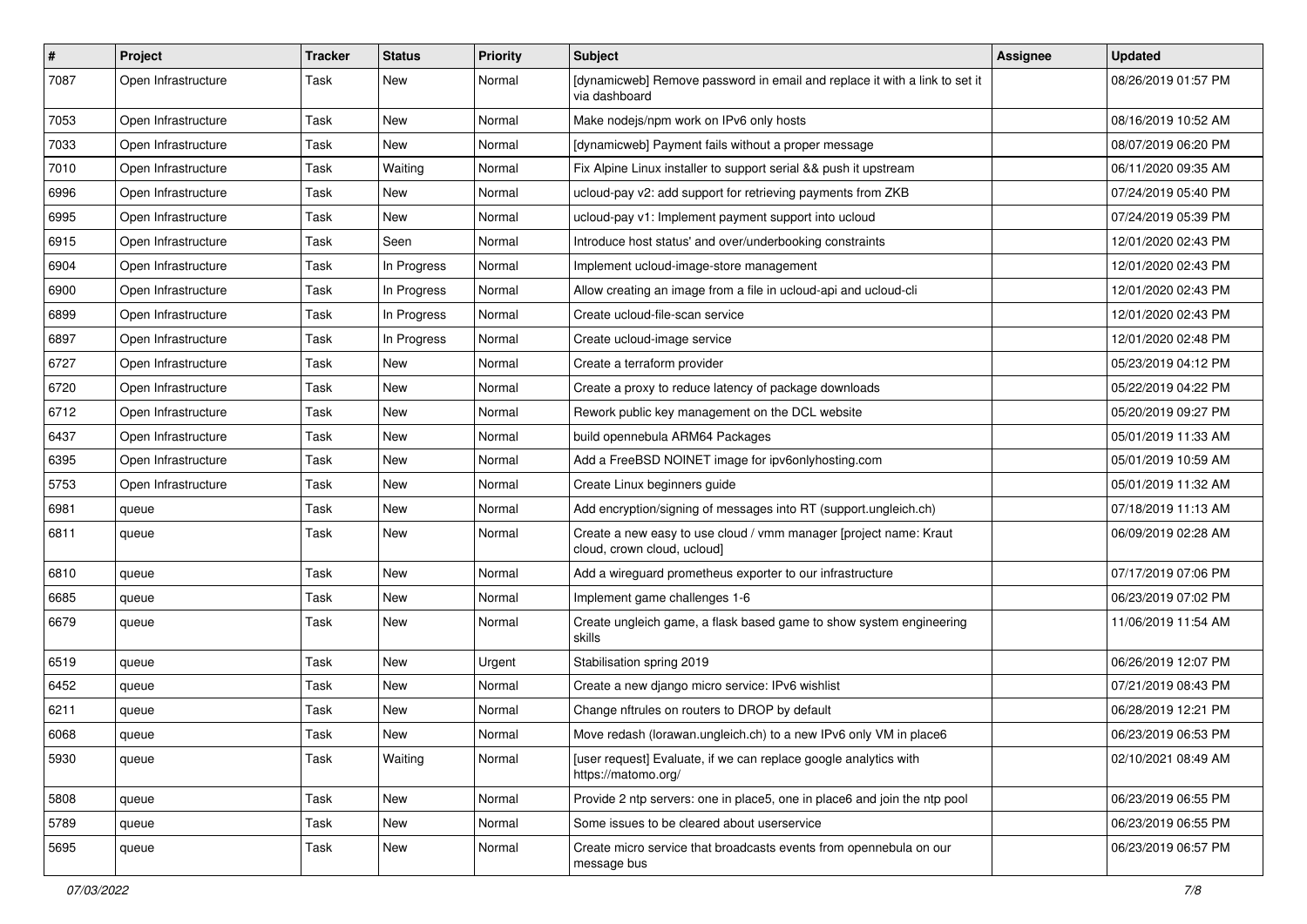| # | Project | Tracker | Status | Priority | Subject | Assignee | Updated |
|---|---|---|---|---|---|---|---|
| 7087 | Open Infrastructure | Task | New | Normal | [dynamicweb] Remove password in email and replace it with a link to set it via dashboard | | 08/26/2019 01:57 PM |
| 7053 | Open Infrastructure | Task | New | Normal | Make nodejs/npm work on IPv6 only hosts | | 08/16/2019 10:52 AM |
| 7033 | Open Infrastructure | Task | New | Normal | [dynamicweb] Payment fails without a proper message | | 08/07/2019 06:20 PM |
| 7010 | Open Infrastructure | Task | Waiting | Normal | Fix Alpine Linux installer to support serial && push it upstream | | 06/11/2020 09:35 AM |
| 6996 | Open Infrastructure | Task | New | Normal | ucloud-pay v2: add support for retrieving payments from ZKB | | 07/24/2019 05:40 PM |
| 6995 | Open Infrastructure | Task | New | Normal | ucloud-pay v1: Implement payment support into ucloud | | 07/24/2019 05:39 PM |
| 6915 | Open Infrastructure | Task | Seen | Normal | Introduce host status' and over/underbooking constraints | | 12/01/2020 02:43 PM |
| 6904 | Open Infrastructure | Task | In Progress | Normal | Implement ucloud-image-store management | | 12/01/2020 02:43 PM |
| 6900 | Open Infrastructure | Task | In Progress | Normal | Allow creating an image from a file in ucloud-api and ucloud-cli | | 12/01/2020 02:43 PM |
| 6899 | Open Infrastructure | Task | In Progress | Normal | Create ucloud-file-scan service | | 12/01/2020 02:43 PM |
| 6897 | Open Infrastructure | Task | In Progress | Normal | Create ucloud-image service | | 12/01/2020 02:48 PM |
| 6727 | Open Infrastructure | Task | New | Normal | Create a terraform provider | | 05/23/2019 04:12 PM |
| 6720 | Open Infrastructure | Task | New | Normal | Create a proxy to reduce latency of package downloads | | 05/22/2019 04:22 PM |
| 6712 | Open Infrastructure | Task | New | Normal | Rework public key management on the DCL website | | 05/20/2019 09:27 PM |
| 6437 | Open Infrastructure | Task | New | Normal | build opennebula ARM64 Packages | | 05/01/2019 11:33 AM |
| 6395 | Open Infrastructure | Task | New | Normal | Add a FreeBSD NOINET image for ipv6onlyhosting.com | | 05/01/2019 10:59 AM |
| 5753 | Open Infrastructure | Task | New | Normal | Create Linux beginners guide | | 05/01/2019 11:32 AM |
| 6981 | queue | Task | New | Normal | Add encryption/signing of messages into RT (support.ungleich.ch) | | 07/18/2019 11:13 AM |
| 6811 | queue | Task | New | Normal | Create a new easy to use cloud / vmm manager [project name: Kraut cloud, crown cloud, ucloud] | | 06/09/2019 02:28 AM |
| 6810 | queue | Task | New | Normal | Add a wireguard prometheus exporter to our infrastructure | | 07/17/2019 07:06 PM |
| 6685 | queue | Task | New | Normal | Implement game challenges 1-6 | | 06/23/2019 07:02 PM |
| 6679 | queue | Task | New | Normal | Create ungleich game, a flask based game to show system engineering skills | | 11/06/2019 11:54 AM |
| 6519 | queue | Task | New | Urgent | Stabilisation spring 2019 | | 06/26/2019 12:07 PM |
| 6452 | queue | Task | New | Normal | Create a new django micro service: IPv6 wishlist | | 07/21/2019 08:43 PM |
| 6211 | queue | Task | New | Normal | Change nftrules on routers to DROP by default | | 06/28/2019 12:21 PM |
| 6068 | queue | Task | New | Normal | Move redash (lorawan.ungleich.ch) to a new IPv6 only VM in place6 | | 06/23/2019 06:53 PM |
| 5930 | queue | Task | Waiting | Normal | [user request] Evaluate, if we can replace google analytics with https://matomo.org/ | | 02/10/2021 08:49 AM |
| 5808 | queue | Task | New | Normal | Provide 2 ntp servers: one in place5, one in place6 and join the ntp pool | | 06/23/2019 06:55 PM |
| 5789 | queue | Task | New | Normal | Some issues to be cleared about userservice | | 06/23/2019 06:55 PM |
| 5695 | queue | Task | New | Normal | Create micro service that broadcasts events from opennebula on our message bus | | 06/23/2019 06:57 PM |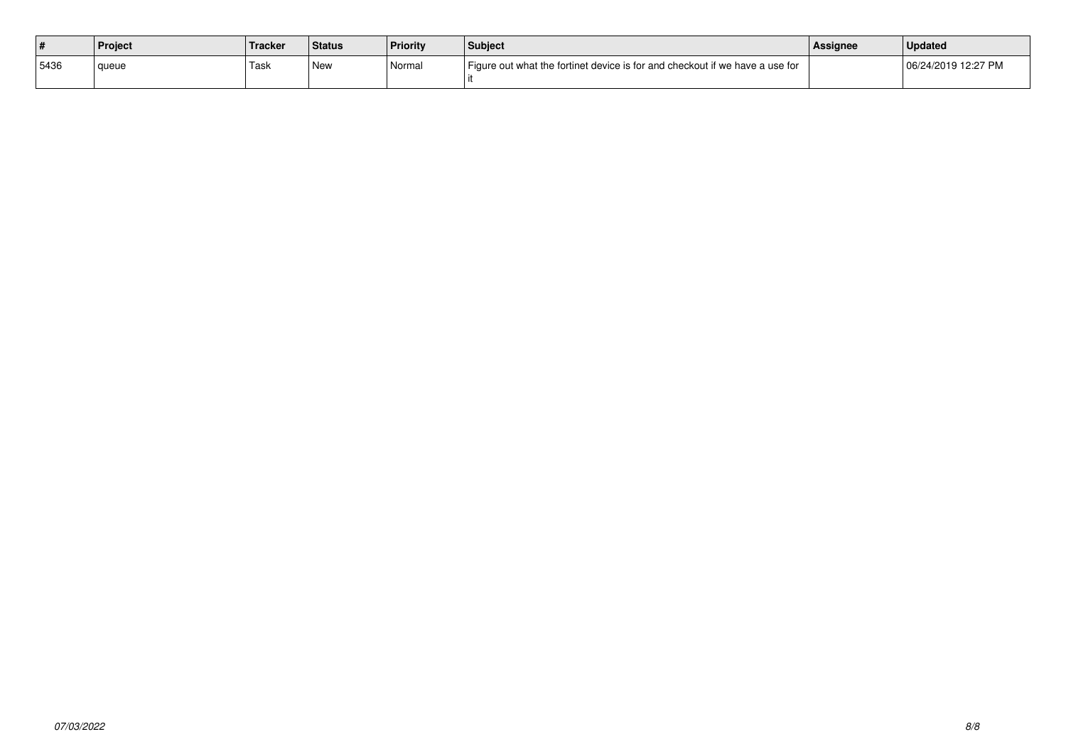| # | Project | Tracker | Status | Priority | Subject | Assignee | Updated |
|---|---|---|---|---|---|---|---|
| 5436 | queue | Task | New | Normal | Figure out what the fortinet device is for and checkout if we have a use for it | | 06/24/2019 12:27 PM |